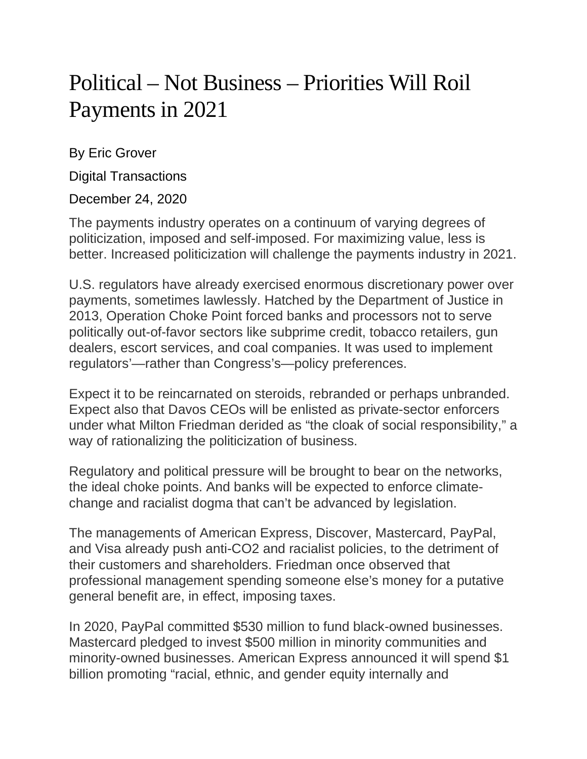# Political – Not Business – Priorities Will Roil Payments in 2021

By Eric Grover

Digital Transactions

December 24, 2020

The payments industry operates on a continuum of varying degrees of politicization, imposed and self-imposed. For maximizing value, less is better. Increased politicization will challenge the payments industry in 2021.

U.S. regulators have already exercised enormous discretionary power over payments, sometimes lawlessly. Hatched by the Department of Justice in 2013, Operation Choke Point forced banks and processors not to serve politically out-of-favor sectors like subprime credit, tobacco retailers, gun dealers, escort services, and coal companies. It was used to implement regulators'—rather than Congress's—policy preferences.

Expect it to be reincarnated on steroids, rebranded or perhaps unbranded. Expect also that Davos CEOs will be enlisted as private-sector enforcers under what Milton Friedman derided as "the cloak of social responsibility," a way of rationalizing the politicization of business.

Regulatory and political pressure will be brought to bear on the networks, the ideal choke points. And banks will be expected to enforce climate-change and racialist dogma that can't be advanced by legislation.

The managements of American Express, Discover, Mastercard, PayPal, and Visa already push anti-CO2 and racialist policies, to the detriment of their customers and shareholders. Friedman once observed that professional management spending someone else's money for a putative general benefit are, in effect, imposing taxes.

In 2020, PayPal committed $530 million to fund black-owned businesses. Mastercard pledged to invest $500 million in minority communities and minority-owned businesses. American Express announced it will spend $1 billion promoting "racial, ethnic, and gender equity internally and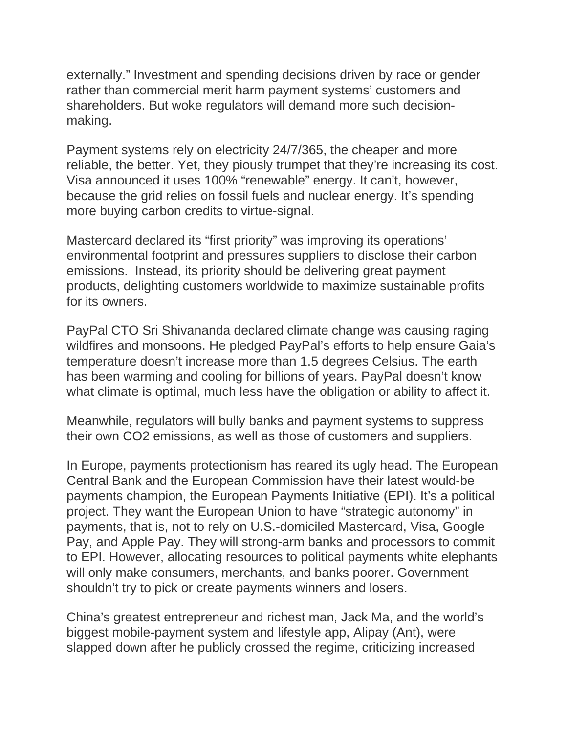externally." Investment and spending decisions driven by race or gender rather than commercial merit harm payment systems' customers and shareholders. But woke regulators will demand more such decision-making.

Payment systems rely on electricity 24/7/365, the cheaper and more reliable, the better. Yet, they piously trumpet that they're increasing its cost. Visa announced it uses 100% "renewable" energy. It can't, however, because the grid relies on fossil fuels and nuclear energy. It's spending more buying carbon credits to virtue-signal.

Mastercard declared its "first priority" was improving its operations' environmental footprint and pressures suppliers to disclose their carbon emissions. Instead, its priority should be delivering great payment products, delighting customers worldwide to maximize sustainable profits for its owners.

PayPal CTO Sri Shivananda declared climate change was causing raging wildfires and monsoons. He pledged PayPal's efforts to help ensure Gaia's temperature doesn't increase more than 1.5 degrees Celsius. The earth has been warming and cooling for billions of years. PayPal doesn't know what climate is optimal, much less have the obligation or ability to affect it.

Meanwhile, regulators will bully banks and payment systems to suppress their own $CO_2$ emissions, as well as those of customers and suppliers.

In Europe, payments protectionism has reared its ugly head. The European Central Bank and the European Commission have their latest would-be payments champion, the European Payments Initiative (EPI). It's a political project. They want the European Union to have "strategic autonomy" in payments, that is, not to rely on U.S.-domiciled Mastercard, Visa, Google Pay, and Apple Pay. They will strong-arm banks and processors to commit to EPI. However, allocating resources to political payments white elephants will only make consumers, merchants, and banks poorer. Government shouldn't try to pick or create payments winners and losers.

China's greatest entrepreneur and richest man, Jack Ma, and the world's biggest mobile-payment system and lifestyle app, Alipay (Ant), were slapped down after he publicly crossed the regime, criticizing increased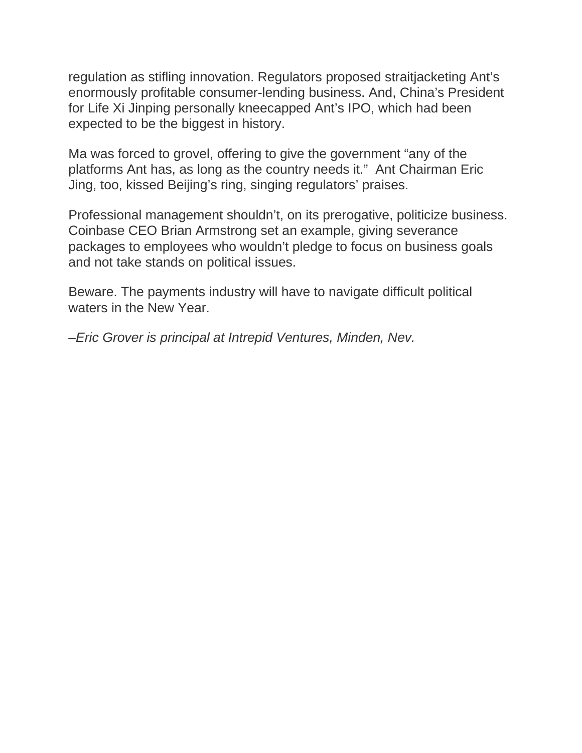regulation as stifling innovation. Regulators proposed straitjacketing Ant's enormously profitable consumer-lending business. And, China's President for Life Xi Jinping personally kneecapped Ant's IPO, which had been expected to be the biggest in history.

Ma was forced to grovel, offering to give the government "any of the platforms Ant has, as long as the country needs it." Ant Chairman Eric Jing, too, kissed Beijing's ring, singing regulators' praises.

Professional management shouldn't, on its prerogative, politicize business. Coinbase CEO Brian Armstrong set an example, giving severance packages to employees who wouldn't pledge to focus on business goals and not take stands on political issues.

Beware. The payments industry will have to navigate difficult political waters in the New Year.

*–Eric Grover is principal at Intrepid Ventures, Minden, Nev.*